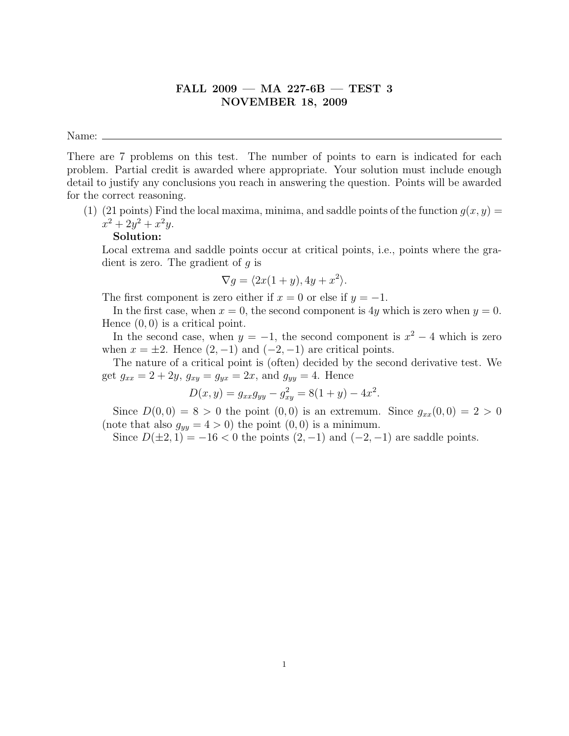# FALL 2009 — MA 227-6B — TEST 3
## NOVEMBER 18, 2009

Name: ____________________________________________

There are 7 problems on this test. The number of points to earn is indicated for each problem. Partial credit is awarded where appropriate. Your solution must include enough detail to justify any conclusions you reach in answering the question. Points will be awarded for the correct reasoning.

(1) (21 points) Find the local maxima, minima, and saddle points of the function $g(x, y) = x^2 + 2y^2 + x^2y$.

**Solution:**

Local extrema and saddle points occur at critical points, i.e., points where the gradient is zero. The gradient of $g$ is

$$\nabla g = \langle 2x(1 + y), 4y + x^2 \rangle.$$

The first component is zero either if $x = 0$ or else if $y = -1$.

In the first case, when $x = 0$, the second component is $4y$ which is zero when $y = 0$. Hence $(0, 0)$ is a critical point.

In the second case, when $y = -1$, the second component is $x^2 - 4$ which is zero when $x = \pm 2$. Hence $(2, -1)$ and $(-2, -1)$ are critical points.

The nature of a critical point is (often) decided by the second derivative test. We get $g_{xx} = 2 + 2y$, $g_{xy} = g_{yx} = 2x$, and $g_{yy} = 4$. Hence

$$D(x, y) = g_{xx}g_{yy} - g_{xy}^2 = 8(1 + y) - 4x^2.$$

Since $D(0, 0) = 8 > 0$ the point $(0, 0)$ is an extremum. Since $g_{xx}(0, 0) = 2 > 0$ (note that also $g_{yy} = 4 > 0$) the point $(0, 0)$ is a minimum.

Since $D(\pm 2, 1) = -16 < 0$ the points $(2, -1)$ and $(-2, -1)$ are saddle points.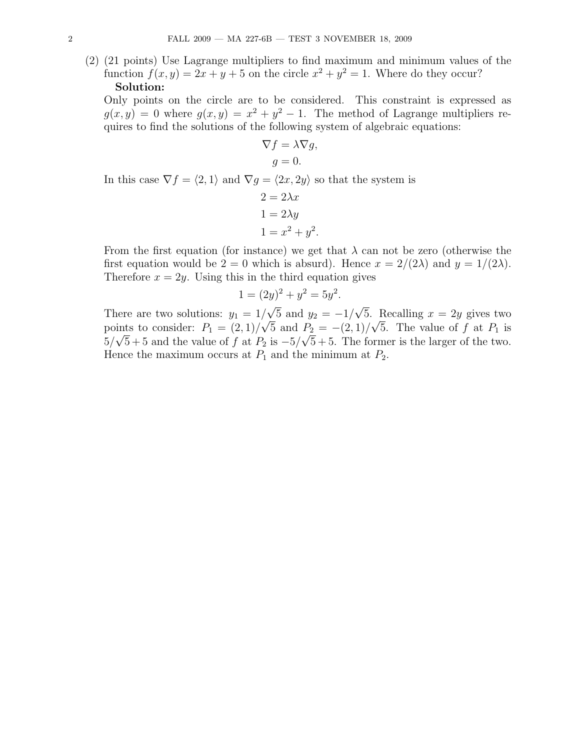(2) (21 points) Use Lagrange multipliers to find maximum and minimum values of the function $f(x, y) = 2x + y + 5$ on the circle $x^2 + y^2 = 1$. Where do they occur?

**Solution:**

Only points on the circle are to be considered. This constraint is expressed as $g(x, y) = 0$ where $g(x, y) = x^2 + y^2 - 1$. The method of Lagrange multipliers requires to find the solutions of the following system of algebraic equations:

$$\nabla f = \lambda \nabla g,$$
$$g = 0.$$

In this case $\nabla f = \langle 2, 1 \rangle$ and $\nabla g = \langle 2x, 2y \rangle$ so that the system is

$$2 = 2\lambda x$$
$$1 = 2\lambda y$$
$$1 = x^2 + y^2.$$

From the first equation (for instance) we get that $\lambda$ can not be zero (otherwise the first equation would be $2 = 0$ which is absurd). Hence $x = 2/(2\lambda)$ and $y = 1/(2\lambda)$. Therefore $x = 2y$. Using this in the third equation gives

$$1 = (2y)^2 + y^2 = 5y^2.$$

There are two solutions: $y_1 = 1/\sqrt{5}$ and $y_2 = -1/\sqrt{5}$. Recalling $x = 2y$ gives two points to consider: $P_1 = (2, 1)/\sqrt{5}$ and $P_2 = -(2, 1)/\sqrt{5}$. The value of $f$ at $P_1$ is $5/\sqrt{5} + 5$ and the value of $f$ at $P_2$ is $-5/\sqrt{5} + 5$. The former is the larger of the two. Hence the maximum occurs at $P_1$ and the minimum at $P_2$.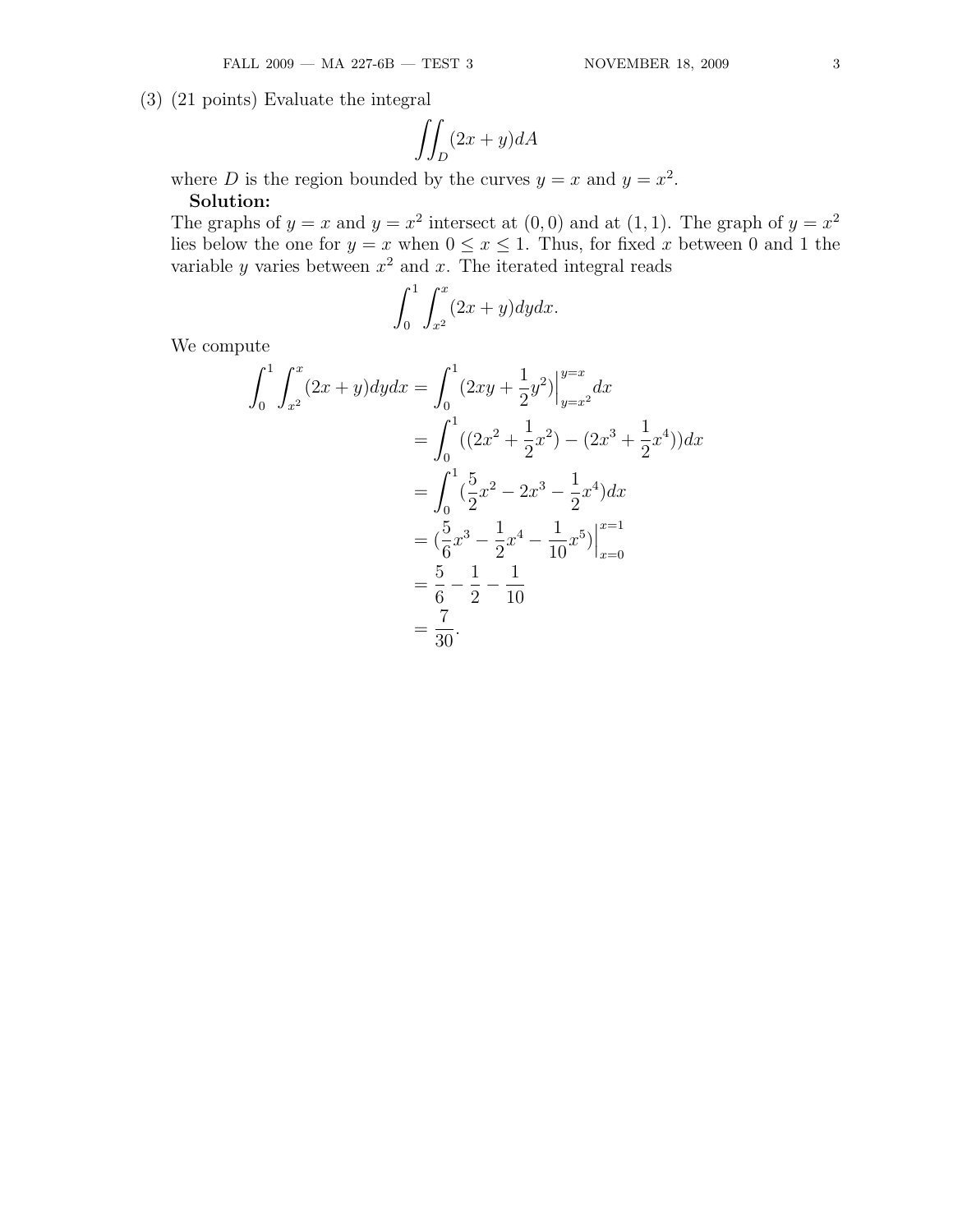(3) (21 points) Evaluate the integral

$$\iint_D (2x + y)dA$$

where $D$ is the region bounded by the curves $y = x$ and $y = x^2$.

**Solution:**

The graphs of $y = x$ and $y = x^2$ intersect at $(0, 0)$ and at $(1, 1)$. The graph of $y = x^2$ lies below the one for $y = x$ when $0 \leq x \leq 1$. Thus, for fixed $x$ between 0 and 1 the variable $y$ varies between $x^2$ and $x$. The iterated integral reads

$$\int_0^1 \int_{x^2}^x (2x + y)dydx.$$

We compute

$$\begin{aligned}
\int_0^1 \int_{x^2}^x (2x + y)dydx &= \int_0^1 (2xy + \frac{1}{2}y^2)\Big|_{y=x^2}^{y=x} dx \\
&= \int_0^1 ((2x^2 + \frac{1}{2}x^2) - (2x^3 + \frac{1}{2}x^4))dx \\
&= \int_0^1 (\frac{5}{2}x^2 - 2x^3 - \frac{1}{2}x^4)dx \\
&= (\frac{5}{6}x^3 - \frac{1}{2}x^4 - \frac{1}{10}x^5)\Big|_{x=0}^{x=1} \\
&= \frac{5}{6} - \frac{1}{2} - \frac{1}{10} \\
&= \frac{7}{30}.
\end{aligned}$$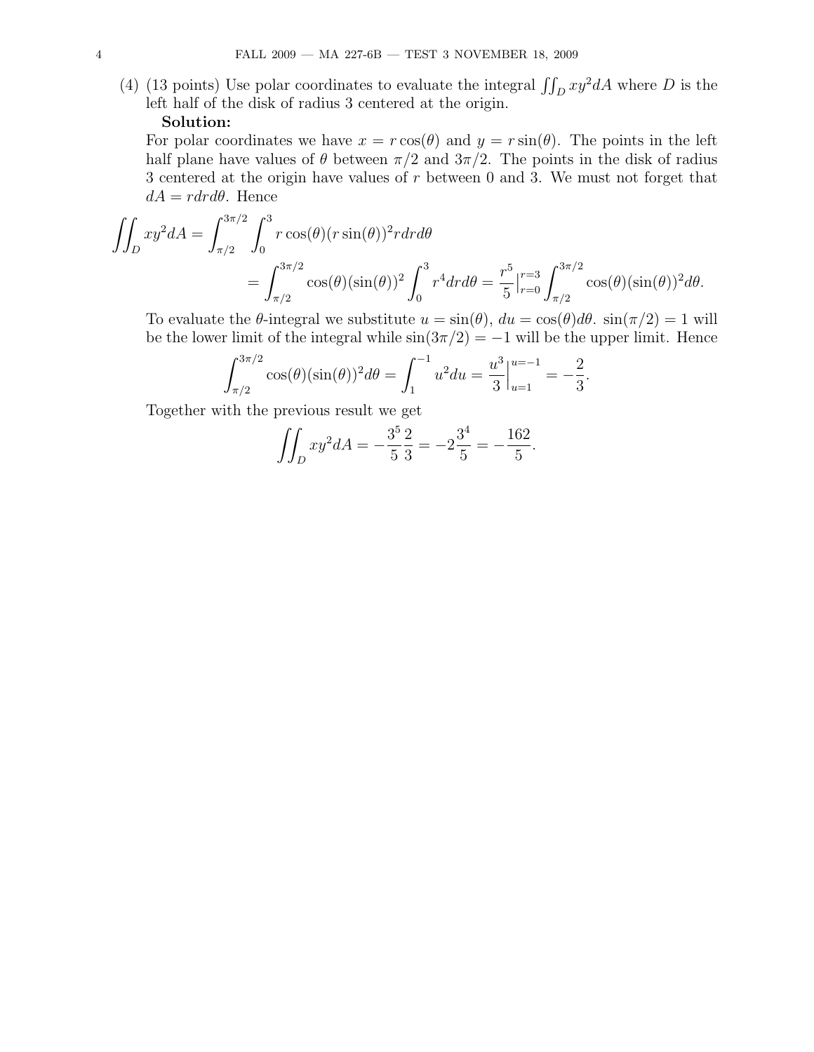(4) (13 points) Use polar coordinates to evaluate the integral $\iint_D xy^2 dA$ where $D$ is the left half of the disk of radius 3 centered at the origin.

**Solution:**

For polar coordinates we have $x = r\cos(\theta)$ and $y = r\sin(\theta)$. The points in the left half plane have values of $\theta$ between $\pi/2$ and $3\pi/2$. The points in the disk of radius 3 centered at the origin have values of $r$ between 0 and 3. We must not forget that $dA = r dr d\theta$. Hence

$$\iint_D xy^2 dA = \int_{\pi/2}^{3\pi/2} \int_0^3 r\cos(\theta)(r\sin(\theta))^2 r dr d\theta$$

$$= \int_{\pi/2}^{3\pi/2} \cos(\theta)(\sin(\theta))^2 \int_0^3 r^4 dr d\theta = \frac{r^5}{5}\Big|_{r=0}^{r=3} \int_{\pi/2}^{3\pi/2} \cos(\theta)(\sin(\theta))^2 d\theta.$$

To evaluate the $\theta$-integral we substitute $u = \sin(\theta)$, $du = \cos(\theta)d\theta$. $\sin(\pi/2) = 1$ will be the lower limit of the integral while $\sin(3\pi/2) = -1$ will be the upper limit. Hence

$$\int_{\pi/2}^{3\pi/2} \cos(\theta)(\sin(\theta))^2 d\theta = \int_1^{-1} u^2 du = \frac{u^3}{3}\Big|_{u=1}^{u=-1} = -\frac{2}{3}.$$

Together with the previous result we get

$$\iint_D xy^2 dA = -\frac{3^5}{5}\frac{2}{3} = -2\frac{3^4}{5} = -\frac{162}{5}.$$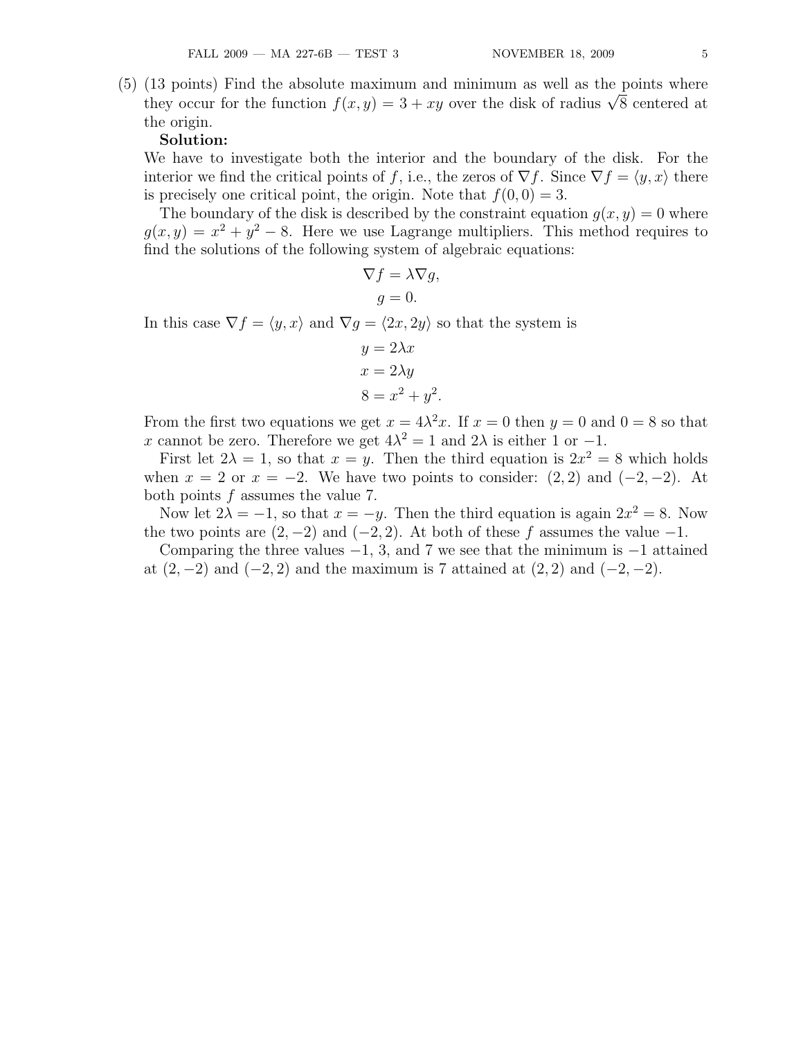(5) (13 points) Find the absolute maximum and minimum as well as the points where they occur for the function $f(x, y) = 3 + xy$ over the disk of radius $\sqrt{8}$ centered at the origin.

**Solution:**

We have to investigate both the interior and the boundary of the disk. For the interior we find the critical points of $f$, i.e., the zeros of $\nabla f$. Since $\nabla f = \langle y, x \rangle$ there is precisely one critical point, the origin. Note that $f(0, 0) = 3$.

The boundary of the disk is described by the constraint equation $g(x, y) = 0$ where $g(x, y) = x^2 + y^2 - 8$. Here we use Lagrange multipliers. This method requires to find the solutions of the following system of algebraic equations:

$$\nabla f = \lambda \nabla g,$$
$$g = 0.$$

In this case $\nabla f = \langle y, x \rangle$ and $\nabla g = \langle 2x, 2y \rangle$ so that the system is

$$y = 2\lambda x$$
$$x = 2\lambda y$$
$$8 = x^2 + y^2.$$

From the first two equations we get $x = 4\lambda^2 x$. If $x = 0$ then $y = 0$ and $0 = 8$ so that $x$ cannot be zero. Therefore we get $4\lambda^2 = 1$ and $2\lambda$ is either 1 or $-1$.

First let $2\lambda = 1$, so that $x = y$. Then the third equation is $2x^2 = 8$ which holds when $x = 2$ or $x = -2$. We have two points to consider: $(2, 2)$ and $(-2, -2)$. At both points $f$ assumes the value 7.

Now let $2\lambda = -1$, so that $x = -y$. Then the third equation is again $2x^2 = 8$. Now the two points are $(2, -2)$ and $(-2, 2)$. At both of these $f$ assumes the value $-1$.

Comparing the three values $-1$, 3, and 7 we see that the minimum is $-1$ attained at $(2, -2)$ and $(-2, 2)$ and the maximum is 7 attained at $(2, 2)$ and $(-2, -2)$.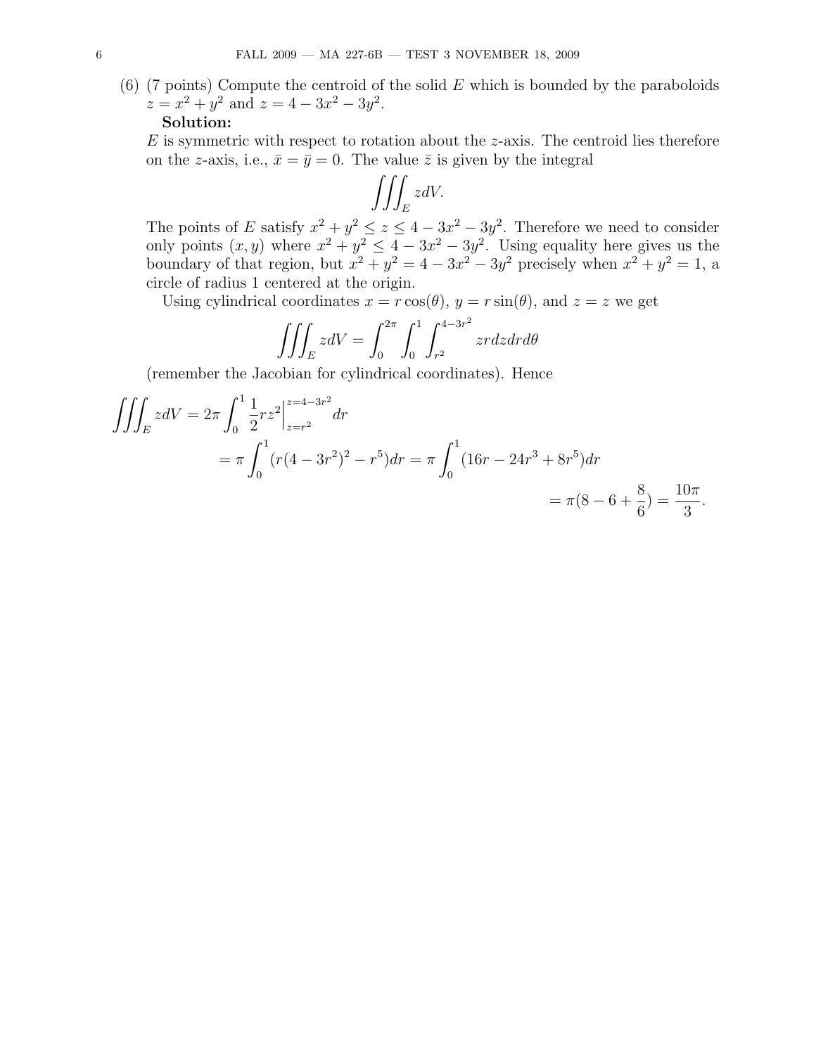(6) (7 points) Compute the centroid of the solid $E$ which is bounded by the paraboloids $z = x^2 + y^2$ and $z = 4 - 3x^2 - 3y^2$.

**Solution:**

$E$ is symmetric with respect to rotation about the $z$-axis. The centroid lies therefore on the $z$-axis, i.e., $\bar{x} = \bar{y} = 0$. The value $\bar{z}$ is given by the integral

$$\iiint_E z dV.$$

The points of $E$ satisfy $x^2 + y^2 \leq z \leq 4 - 3x^2 - 3y^2$. Therefore we need to consider only points $(x, y)$ where $x^2 + y^2 \leq 4 - 3x^2 - 3y^2$. Using equality here gives us the boundary of that region, but $x^2 + y^2 = 4 - 3x^2 - 3y^2$ precisely when $x^2 + y^2 = 1$, a circle of radius 1 centered at the origin.

Using cylindrical coordinates $x = r\cos(\theta)$, $y = r\sin(\theta)$, and $z = z$ we get

$$\iiint_E z dV = \int_0^{2\pi} \int_0^1 \int_{r^2}^{4-3r^2} zr dz dr d\theta$$

(remember the Jacobian for cylindrical coordinates). Hence

$$\begin{aligned}
\iiint_E z dV &= 2\pi \int_0^1 \frac{1}{2} r z^2 \Big|_{z=r^2}^{z=4-3r^2} dr \\
&= \pi \int_0^1 (r(4-3r^2)^2 - r^5) dr = \pi \int_0^1 (16r - 24r^3 + 8r^5) dr \\
&= \pi(8 - 6 + \frac{8}{6}) = \frac{10\pi}{3}.
\end{aligned}$$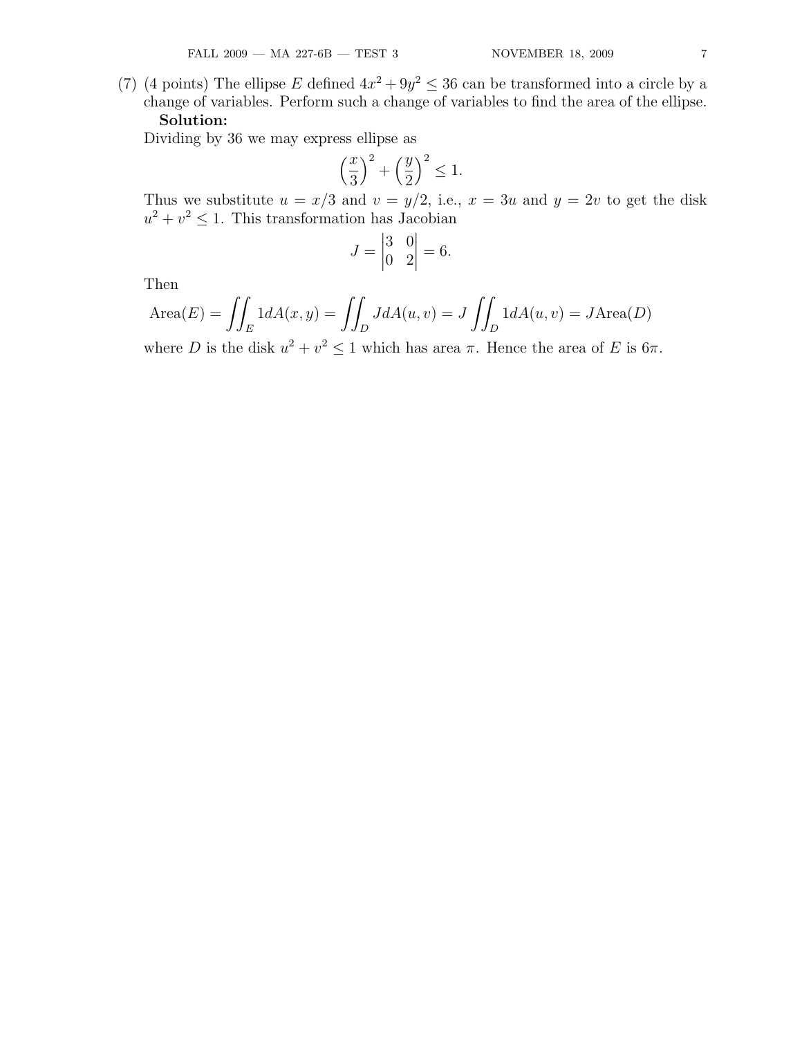(7) (4 points) The ellipse $E$ defined $4x^2 + 9y^2 \leq 36$ can be transformed into a circle by a change of variables. Perform such a change of variables to find the area of the ellipse.

**Solution:**

Dividing by 36 we may express ellipse as

$$\left(\frac{x}{3}\right)^2 + \left(\frac{y}{2}\right)^2 \leq 1.$$

Thus we substitute $u = x/3$ and $v = y/2$, i.e., $x = 3u$ and $y = 2v$ to get the disk $u^2 + v^2 \leq 1$. This transformation has Jacobian

$$J = \begin{vmatrix} 3 & 0 \\ 0 & 2 \end{vmatrix} = 6.$$

Then

$$\text{Area}(E) = \iint_E 1 dA(x, y) = \iint_D J dA(u, v) = J \iint_D 1 dA(u, v) = J\text{Area}(D)$$

where $D$ is the disk $u^2 + v^2 \leq 1$ which has area $\pi$. Hence the area of $E$ is $6\pi$.